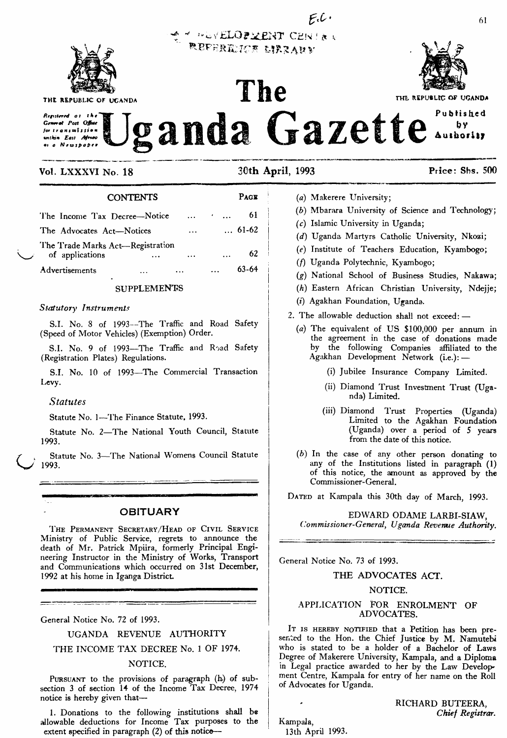E.C.

DEVELOPMENT CENTRE REFERENCE LIBRARY

THE REPUBLIC OF UGANDA

Registered at the General Post Office for transmission within East Africa as a Newspaper

# The Uganda Gazette

Published by Authority

Vol. LXXXVI No. 18 — 30th April, 1993 — Price: Shs. 500

## CONTENTS

| | PAGE |
|---|---|
| The Income Tax Decree—Notice ... ... ... | 61 |
| The Advocates Act—Notices ... ... | 61-62 |
| The Trade Marks Act—Registration of applications ... ... ... | 62 |
| Advertisements ... ... ... | 63-64 |

SUPPLEMENTS

*Statutory Instruments*

S.I. No. 8 of 1993—The Traffic and Road Safety (Speed of Motor Vehicles) (Exemption) Order.

S.I. No. 9 of 1993—The Traffic and Road Safety (Registration Plates) Regulations.

S.I. No. 10 of 1993—The Commercial Transaction Levy.

*Statutes*

Statute No. 1—The Finance Statute, 1993.

Statute No. 2—The National Youth Council, Statute 1993.

Statute No. 3—The National Womens Council Statute 1993.

## OBITUARY

THE PERMANENT SECRETARY/HEAD OF CIVIL SERVICE Ministry of Public Service, regrets to announce the death of Mr. Patrick Mpiira, formerly Principal Engineering Instructor in the Ministry of Works, Transport and Communications which occurred on 31st December, 1992 at his home in Iganga District.

General Notice No. 72 of 1993.

UGANDA REVENUE AUTHORITY

THE INCOME TAX DECREE No. 1 OF 1974.

NOTICE.

PURSUANT to the provisions of paragraph (h) of subsection 3 of section 14 of the Income Tax Decree, 1974 notice is hereby given that—

1. Donations to the following institutions shall be allowable deductions for Income Tax purposes to the extent specified in paragraph (2) of this notice—

(*a*) Makerere University;

(*b*) Mbarara University of Science and Technology;

(*c*) Islamic University in Uganda;

(*d*) Uganda Martyrs Catholic University, Nkozi;

(*e*) Institute of Teachers Education, Kyambogo;

(*f*) Uganda Polytechnic, Kyambogo;

(*g*) National School of Business Studies, Nakawa;

(*h*) Eastern African Christian University, Ndejje;

(*i*) Agakhan Foundation, Uganda.

2. The allowable deduction shall not exceed: —

(*a*) The equivalent of US $100,000 per annum in the agreement in the case of donations made by the following Companies affiliated to the Agakhan Development Network (i.e.): —

(i) Jubilee Insurance Company Limited.

(ii) Diamond Trust Investment Trust (Uganda) Limited.

(iii) Diamond Trust Properties (Uganda) Limited to the Agakhan Foundation (Uganda) over a period of 5 years from the date of this notice.

(*b*) In the case of any other person donating to any of the Institutions listed in paragraph (1) of this notice, the amount as approved by the Commissioner-General.

DATED at Kampala this 30th day of March, 1993.

EDWARD ODAME LARBI-SIAW,
*Commissioner-General, Uganda Revenue Authority.*

General Notice No. 73 of 1993.

THE ADVOCATES ACT.

NOTICE.

APPLICATION FOR ENROLMENT OF ADVOCATES.

IT IS HEREBY NOTIFIED that a Petition has been presented to the Hon. the Chief Justice by M. Namutebi who is stated to be a holder of a Bachelor of Laws Degree of Makerere University, Kampala, and a Diploma in Legal practice awarded to her by the Law Development Centre, Kampala for entry of her name on the Roll of Advocates for Uganda.

RICHARD BUTEERA,
*Chief Registrar.*

Kampala,
13th April 1993.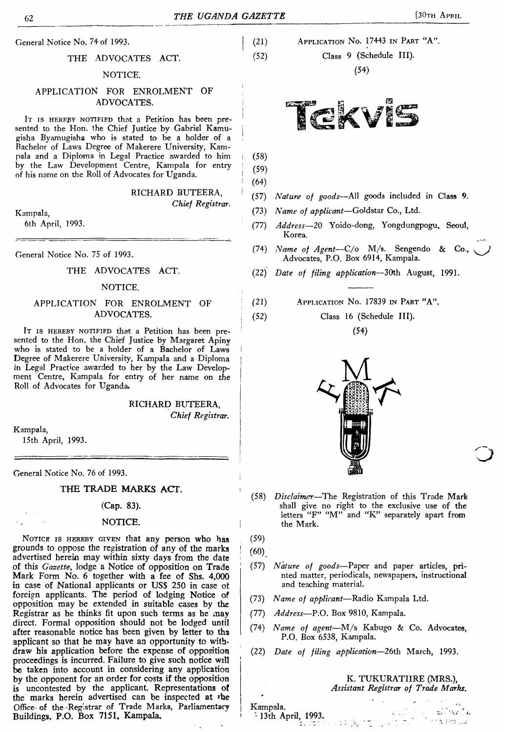General Notice No. 74 of 1993.

THE ADVOCATES ACT.

NOTICE.

APPLICATION FOR ENROLMENT OF ADVOCATES.

IT IS HEREBY NOTIFIED that a Petition has been presented to the Hon. the Chief Justice by Gabriel Kamugisha Byamugisha who is stated to be a holder of a Bachelor of Laws Degree of Makerere University, Kampala and a Diploma in Legal Practice awarded to him by the Law Development Centre, Kampala for entry of his name on the Roll of Advocates for Uganda.

RICHARD BUTEERA,
*Chief Registrar.*

Kampala,
6th April, 1993.

---

General Notice No. 75 of 1993.

THE ADVOCATES ACT.

NOTICE.

APPLICATION FOR ENROLMENT OF ADVOCATES.

IT IS HEREBY NOTIFIED that a Petition has been presented to the Hon. the Chief Justice by Margaret Apiny who is stated to be a holder of a Bachelor of Laws Degree of Makerere University, Kampala and a Diploma in Legal Practice awarded to her by the Law Development Centre, Kampala for entry of her name on the Roll of Advocates for Uganda.

RICHARD BUTEERA,
*Chief Registrar.*

Kampala,
15th April, 1993.

---

General Notice No. 76 of 1993.

THE TRADE MARKS ACT.

(Cap. 83).

NOTICE.

NOTICE IS HEREBY GIVEN that any person who has grounds to oppose the registration of any of the marks advertised herein may within sixty days from the date of this *Gazette*, lodge a Notice of opposition on Trade Mark Form No. 6 together with a fee of Shs. 4,000 in case of National applicants or US$ 250 in case of foreign applicants. The period of lodging Notice of opposition may be extended in suitable cases by the Registrar as he thinks fit upon such terms as he may direct. Formal opposition should not be lodged until after reasonable notice has been given by letter to the applicant so that he may have an opportunity to withdraw his application before the expense of opposition proceedings is incurred. Failure to give such notice will be taken into account in considering any application by the opponent for an order for costs if the opposition is uncontested by the applicant. Representations of the marks herein advertised can be inspected at the Office of the Registrar of Trade Marks, Parliamentary Buildings, P.O. Box 7151, Kampala.

(21) APPLICATION No. 17443 IN PART "A".

(52) Class 9 (Schedule III).

(54)

Tekvis

(58)

(59)

(64)

(57) *Nature of goods*—All goods included in Class 9.

(73) *Name of applicant*—Goldstar Co., Ltd.

(77) *Address*—20 Yoido-dong, Yongdungpogu, Seoul, Korea.

(74) *Name of Agent*—C/o M/s. Sengendo & Co., Advocates, P.O. Box 6914, Kampala.

(22) *Date of filing application*—30th August, 1991.

---

(21) APPLICATION No. 17839 IN PART "A".

(52) Class 16 (Schedule III).

(54)

(58) *Disclaimer*—The Registration of this Trade Mark shall give no right to the exclusive use of the letters "F" "M" and "K" separately apart from the Mark.

(59)

(60)

(57) *Nature of goods*—Paper and paper articles, printed matter, periodicals, newspapers, instructional and teaching material.

(73) *Name of applicant*—Radio Kampala Ltd.

(77) *Address*—P.O. Box 9810, Kampala.

(74) *Name of agent*—M/s Kabugo & Co. Advocates, P.O. Box 6538, Kampala.

(22) *Date of filing application*—26th March, 1993.

K. TUKURATIIRE (MRS.),
*Assistant Registrar of Trade Marks.*

Kampala,
13th April, 1993.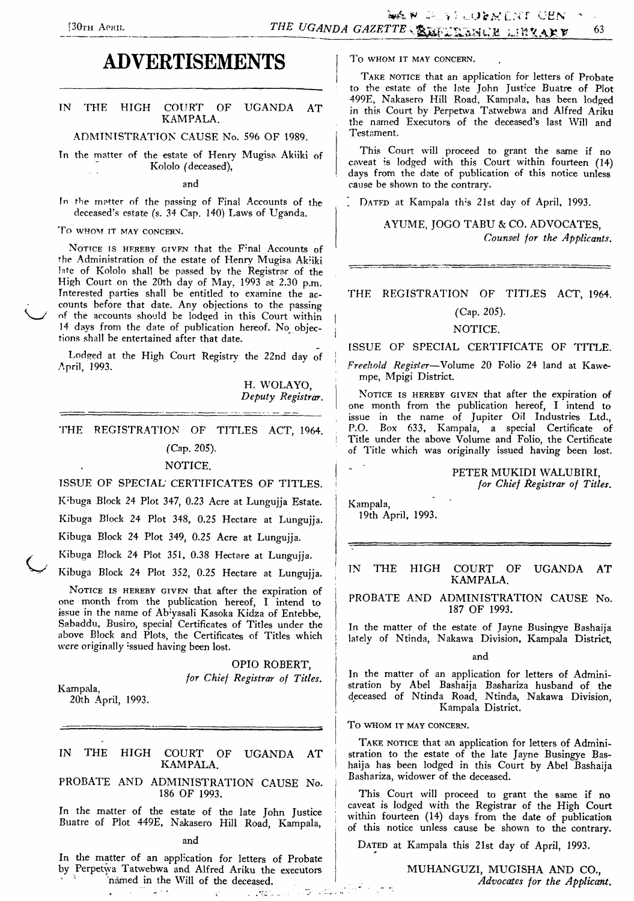# ADVERTISEMENTS

IN THE HIGH COURT OF UGANDA AT KAMPALA.

ADMINISTRATION CAUSE No. 596 OF 1989.

In the matter of the estate of Henry Mugisa Akiiki of Kololo (deceased),

and

In the matter of the passing of Final Accounts of the deceased's estate (s. 34 Cap. 140) Laws of Uganda.

TO WHOM IT MAY CONCERN.

NOTICE IS HEREBY GIVEN that the Final Accounts of the Administration of the estate of Henry Mugisa Akiiki late of Kololo shall be passed by the Registrar of the High Court on the 20th day of May, 1993 at 2.30 p.m. Interested parties shall be entitled to examine the accounts before that date. Any objections to the passing of the accounts should be lodged in this Court within 14 days from the date of publication hereof. No objections shall be entertained after that date.

Lodged at the High Court Registry the 22nd day of April, 1993.

H. WOLAYO,
*Deputy Registrar.*

---

THE REGISTRATION OF TITLES ACT, 1964.

(Cap. 205).

NOTICE.

ISSUE OF SPECIAL CERTIFICATES OF TITLES.

Kibuga Block 24 Plot 347, 0.23 Acre at Lungujja Estate.

Kibuga Block 24 Plot 348, 0.25 Hectare at Lungujja.

Kibuga Block 24 Plot 349, 0.25 Acre at Lungujja.

Kibuga Block 24 Plot 351, 0.38 Hectare at Lungujja.

Kibuga Block 24 Plot 352, 0.25 Hectare at Lungujja.

NOTICE IS HEREBY GIVEN that after the expiration of one month from the publication hereof, I intend to issue in the name of Abiyasali Kasoka Kidza of Entebbe, Sabaddu, Busiro, special Certificates of Titles under the above Block and Plots, the Certificates of Titles which were originally issued having been lost.

OPIO ROBERT,
*for Chief Registrar of Titles.*

Kampala,
20th April, 1993.

---

IN THE HIGH COURT OF UGANDA AT KAMPALA.

PROBATE AND ADMINISTRATION CAUSE No. 186 OF 1993.

In the matter of the estate of the late John Justice Buatre of Plot 449E, Nakasero Hill Road, Kampala,

and

In the matter of an application for letters of Probate by Perpetwa Tatwebwa and Alfred Ariku the executors named in the Will of the deceased.

TO WHOM IT MAY CONCERN.

TAKE NOTICE that an application for letters of Probate to the estate of the late John Justice Buatre of Plot 499E, Nakasero Hill Road, Kampala, has been lodged in this Court by Perpetwa Tatwebwa and Alfred Ariku the named Executors of the deceased's last Will and Testament.

This Court will proceed to grant the same if no caveat is lodged with this Court within fourteen (14) days from the date of publication of this notice unless cause be shown to the contrary.

DATED at Kampala this 21st day of April, 1993.

AYUME, JOGO TABU & CO. ADVOCATES,
*Counsel for the Applicants.*

---

THE REGISTRATION OF TITLES ACT, 1964.

(Cap. 205).

NOTICE.

ISSUE OF SPECIAL CERTIFICATE OF TITLE.

*Freehold Register*—Volume 20 Folio 24 land at Kawempe, Mpigi District.

NOTICE IS HEREBY GIVEN that after the expiration of one month from the publication hereof, I intend to issue in the name of Jupiter Oil Industries Ltd., P.O. Box 633, Kampala, a special Certificate of Title under the above Volume and Folio, the Certificate of Title which was originally issued having been lost.

PETER MUKIDI WALUBIRI,
*for Chief Registrar of Titles.*

Kampala,
19th April, 1993.

---

IN THE HIGH COURT OF UGANDA AT KAMPALA.

PROBATE AND ADMINISTRATION CAUSE No. 187 OF 1993.

In the matter of the estate of Jayne Busingye Bashaija lately of Ntinda, Nakawa Division, Kampala District,

and

In the matter of an application for letters of Administration by Abel Bashaija Bashariza husband of the deceased of Ntinda Road, Ntinda, Nakawa Division, Kampala District.

TO WHOM IT MAY CONCERN.

TAKE NOTICE that an application for letters of Administration to the estate of the late Jayne Busingye Bashaija has been lodged in this Court by Abel Bashaija Bashariza, widower of the deceased.

This Court will proceed to grant the same if no caveat is lodged with the Registrar of the High Court within fourteen (14) days from the date of publication of this notice unless cause be shown to the contrary.

DATED at Kampala this 21st day of April, 1993.

MUHANGUZI, MUGISHA AND CO.,
*Advocates for the Applicant.*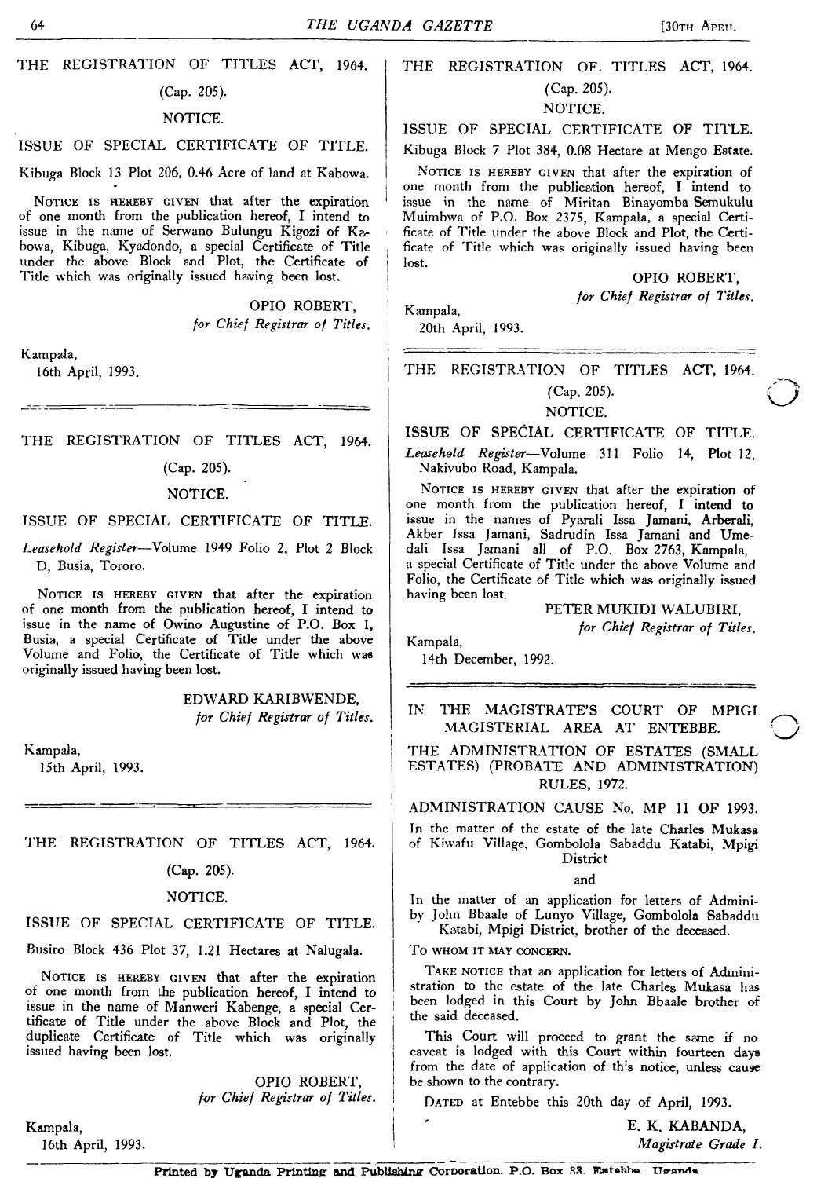THE REGISTRATION OF TITLES ACT, 1964.

(Cap. 205).

NOTICE.

ISSUE OF SPECIAL CERTIFICATE OF TITLE.

Kibuga Block 13 Plot 206, 0.46 Acre of land at Kabowa.

NOTICE IS HEREBY GIVEN that after the expiration of one month from the publication hereof, I intend to issue in the name of Serwano Bulungu Kigozi of Kabowa, Kibuga, Kyadondo, a special Certificate of Title under the above Block and Plot, the Certificate of Title which was originally issued having been lost.

OPIO ROBERT,
*for Chief Registrar of Titles.*

Kampala,
16th April, 1993.

---

THE REGISTRATION OF TITLES ACT, 1964.

(Cap. 205).

NOTICE.

ISSUE OF SPECIAL CERTIFICATE OF TITLE.

*Leasehold Register*—Volume 1949 Folio 2, Plot 2 Block D, Busia, Tororo.

NOTICE IS HEREBY GIVEN that after the expiration of one month from the publication hereof, I intend to issue in the name of Owino Augustine of P.O. Box 1, Busia, a special Certificate of Title under the above Volume and Folio, the Certificate of Title which was originally issued having been lost.

EDWARD KARIBWENDE,
*for Chief Registrar of Titles.*

Kampala,
15th April, 1993.

---

THE REGISTRATION OF TITLES ACT, 1964.

(Cap. 205).

NOTICE.

ISSUE OF SPECIAL CERTIFICATE OF TITLE.

Busiro Block 436 Plot 37, 1.21 Hectares at Nalugala.

NOTICE IS HEREBY GIVEN that after the expiration of one month from the publication hereof, I intend to issue in the name of Manweri Kabenge, a special Certificate of Title under the above Block and Plot, the duplicate Certificate of Title which was originally issued having been lost.

OPIO ROBERT,
*for Chief Registrar of Titles.*

Kampala,
16th April, 1993.

---

THE REGISTRATION OF TITLES ACT, 1964.

(Cap. 205).

NOTICE.

ISSUE OF SPECIAL CERTIFICATE OF TITLE.

Kibuga Block 7 Plot 384, 0.08 Hectare at Mengo Estate.

NOTICE IS HEREBY GIVEN that after the expiration of one month from the publication hereof, I intend to issue in the name of Miritan Binayomba Semukulu Muimbwa of P.O. Box 2375, Kampala, a special Certificate of Title under the above Block and Plot, the Certificate of Title which was originally issued having been lost.

OPIO ROBERT,
*for Chief Registrar of Titles.*

Kampala,
20th April, 1993.

---

THE REGISTRATION OF TITLES ACT, 1964.

(Cap. 205).

NOTICE.

ISSUE OF SPECIAL CERTIFICATE OF TITLE.

*Leasehold Register*—Volume 311 Folio 14, Plot 12, Nakivubo Road, Kampala.

NOTICE IS HEREBY GIVEN that after the expiration of one month from the publication hereof, I intend to issue in the names of Pyarali Issa Jamani, Arberali, Akber Issa Jamani, Sadrudin Issa Jamani and Umedali Issa Jamani all of P.O. Box 2763, Kampala, a special Certificate of Title under the above Volume and Folio, the Certificate of Title which was originally issued having been lost.

PETER MUKIDI WALUBIRI,
*for Chief Registrar of Titles.*

Kampala,
14th December, 1992.

---

IN THE MAGISTRATE'S COURT OF MPIGI MAGISTERIAL AREA AT ENTEBBE.

THE ADMINISTRATION OF ESTATES (SMALL ESTATES) (PROBATE AND ADMINISTRATION) RULES, 1972.

ADMINISTRATION CAUSE No. MP 11 OF 1993.

In the matter of the estate of the late Charles Mukasa of Kiwafu Village, Gombolola Sabaddu Katabi, Mpigi District

and

In the matter of an application for letters of Adminiby John Bbaale of Lunyo Village, Gombolola Sabaddu Katabi, Mpigi District, brother of the deceased.

TO WHOM IT MAY CONCERN.

TAKE NOTICE that an application for letters of Administration to the estate of the late Charles Mukasa has been lodged in this Court by John Bbaale brother of the said deceased.

This Court will proceed to grant the same if no caveat is lodged with this Court within fourteen days from the date of application of this notice, unless cause be shown to the contrary.

DATED at Entebbe this 20th day of April, 1993.

E. K. KABANDA,
*Magistrate Grade I.*

Printed by Uganda Printing and Publishing Corporation. P.O. Box 33, Entebbe, Uganda.